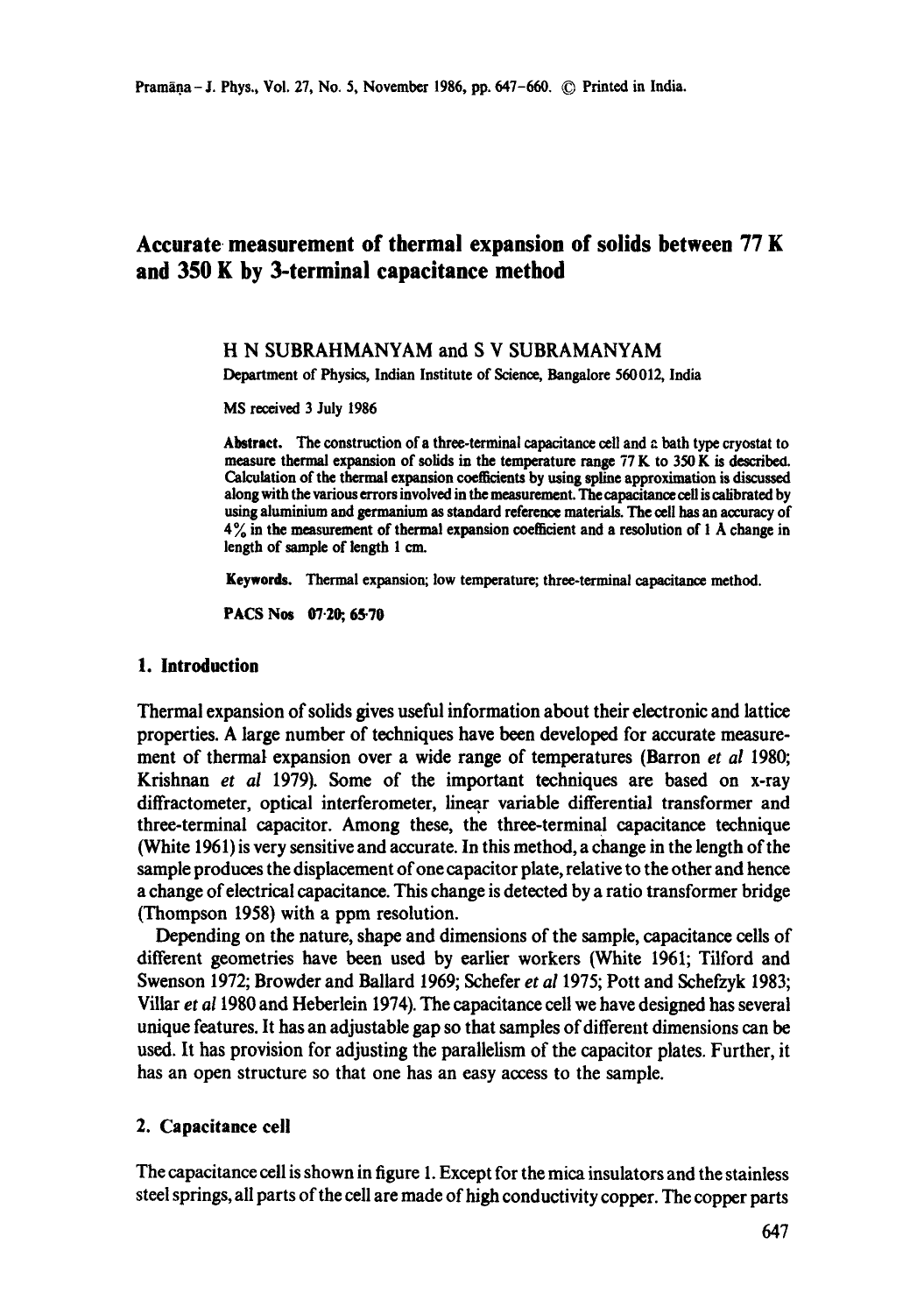# Accurate measurement of thermal expansion of solids between 77 K and 350 K by 3-terminal capacitance method

H N SUBRAHMANYAM and S V SUBRAMANYAM

Department of Physics, Indian Institute of Science, Bangalore 560012, India

MS received 3 July 1986

**Abstract.** The construction of a three-terminal capacitance cell and a bath type cryostat to measure thermal expansion of solids in the temperature range 77 K to 350 K is described. Calculation of the thermal expansion coefficients by using spline approximation is discussed along with the various errors involved in the measurement. The capacitance cell is calibrated by using aluminium and germanium as standard reference materials. The cell has an accuracy of 4% in the measurement of thermal expansion coefficient and a resolution of 1 Å change in length of sample of length 1 cm.

**Keywords.** Thermal expansion; low temperature; three-terminal capacitance method.

**PACS Nos** 07·20; 65·70

## 1. Introduction

Thermal expansion of solids gives useful information about their electronic and lattice properties. A large number of techniques have been developed for accurate measurement of thermal expansion over a wide range of temperatures (Barron *et al* 1980; Krishnan *et al* 1979). Some of the important techniques are based on x-ray diffractometer, optical interferometer, linear variable differential transformer and three-terminal capacitor. Among these, the three-terminal capacitance technique (White 1961) is very sensitive and accurate. In this method, a change in the length of the sample produces the displacement of one capacitor plate, relative to the other and hence a change of electrical capacitance. This change is detected by a ratio transformer bridge (Thompson 1958) with a ppm resolution.

Depending on the nature, shape and dimensions of the sample, capacitance cells of different geometries have been used by earlier workers (White 1961; Tilford and Swenson 1972; Browder and Ballard 1969; Schefer *et al* 1975; Pott and Schefzyk 1983; Villar *et al* 1980 and Heberlein 1974). The capacitance cell we have designed has several unique features. It has an adjustable gap so that samples of different dimensions can be used. It has provision for adjusting the parallelism of the capacitor plates. Further, it has an open structure so that one has an easy access to the sample.

## 2. Capacitance cell

The capacitance cell is shown in figure 1. Except for the mica insulators and the stainless steel springs, all parts of the cell are made of high conductivity copper. The copper parts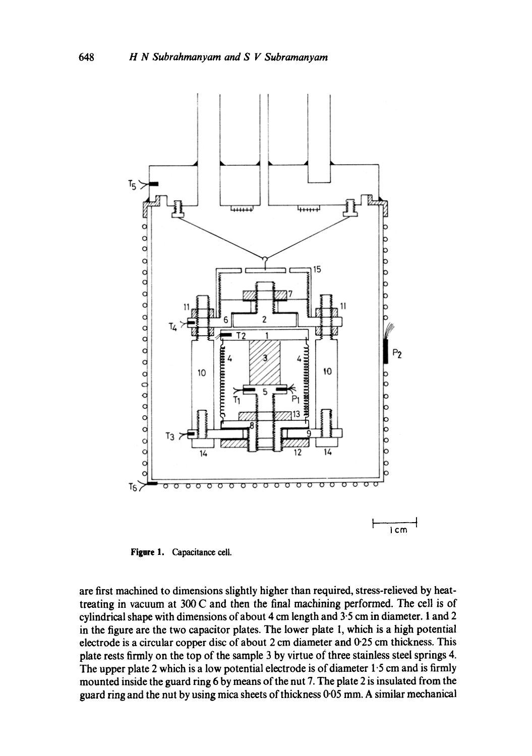Figure 1. Capacitance cell.

are first machined to dimensions slightly higher than required, stress-relieved by heat-treating in vacuum at 300 C and then the final machining performed. The cell is of cylindrical shape with dimensions of about 4 cm length and 3·5 cm in diameter. 1 and 2 in the figure are the two capacitor plates. The lower plate 1, which is a high potential electrode is a circular copper disc of about 2 cm diameter and 0·25 cm thickness. This plate rests firmly on the top of the sample 3 by virtue of three stainless steel springs 4. The upper plate 2 which is a low potential electrode is of diameter 1·5 cm and is firmly mounted inside the guard ring 6 by means of the nut 7. The plate 2 is insulated from the guard ring and the nut by using mica sheets of thickness 0·05 mm. A similar mechanical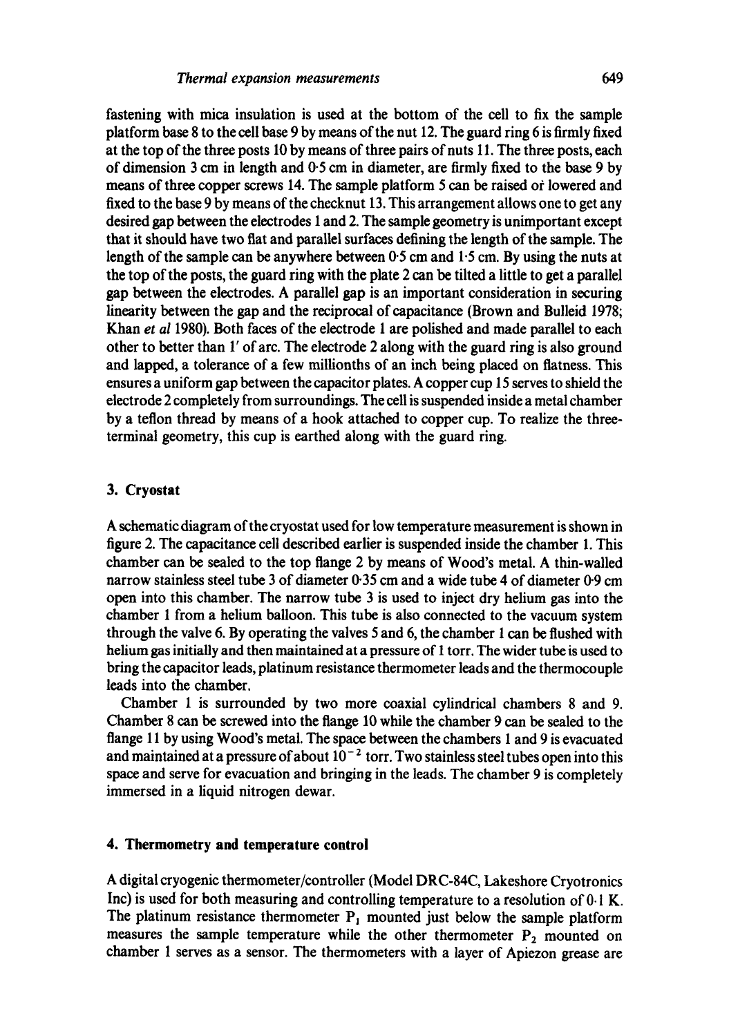fastening with mica insulation is used at the bottom of the cell to fix the sample platform base 8 to the cell base 9 by means of the nut 12. The guard ring 6 is firmly fixed at the top of the three posts 10 by means of three pairs of nuts 11. The three posts, each of dimension 3 cm in length and 0·5 cm in diameter, are firmly fixed to the base 9 by means of three copper screws 14. The sample platform 5 can be raised or lowered and fixed to the base 9 by means of the checknut 13. This arrangement allows one to get any desired gap between the electrodes 1 and 2. The sample geometry is unimportant except that it should have two flat and parallel surfaces defining the length of the sample. The length of the sample can be anywhere between 0·5 cm and 1·5 cm. By using the nuts at the top of the posts, the guard ring with the plate 2 can be tilted a little to get a parallel gap between the electrodes. A parallel gap is an important consideration in securing linearity between the gap and the reciprocal of capacitance (Brown and Bulleid 1978; Khan *et al* 1980). Both faces of the electrode 1 are polished and made parallel to each other to better than 1′ of arc. The electrode 2 along with the guard ring is also ground and lapped, a tolerance of a few millionths of an inch being placed on flatness. This ensures a uniform gap between the capacitor plates. A copper cup 15 serves to shield the electrode 2 completely from surroundings. The cell is suspended inside a metal chamber by a teflon thread by means of a hook attached to copper cup. To realize the three-terminal geometry, this cup is earthed along with the guard ring.

## 3. Cryostat

A schematic diagram of the cryostat used for low temperature measurement is shown in figure 2. The capacitance cell described earlier is suspended inside the chamber 1. This chamber can be sealed to the top flange 2 by means of Wood's metal. A thin-walled narrow stainless steel tube 3 of diameter 0·35 cm and a wide tube 4 of diameter 0·9 cm open into this chamber. The narrow tube 3 is used to inject dry helium gas into the chamber 1 from a helium balloon. This tube is also connected to the vacuum system through the valve 6. By operating the valves 5 and 6, the chamber 1 can be flushed with helium gas initially and then maintained at a pressure of 1 torr. The wider tube is used to bring the capacitor leads, platinum resistance thermometer leads and the thermocouple leads into the chamber.

Chamber 1 is surrounded by two more coaxial cylindrical chambers 8 and 9. Chamber 8 can be screwed into the flange 10 while the chamber 9 can be sealed to the flange 11 by using Wood's metal. The space between the chambers 1 and 9 is evacuated and maintained at a pressure of about $10^{-2}$ torr. Two stainless steel tubes open into this space and serve for evacuation and bringing in the leads. The chamber 9 is completely immersed in a liquid nitrogen dewar.

## 4. Thermometry and temperature control

A digital cryogenic thermometer/controller (Model DRC-84C, Lakeshore Cryotronics Inc) is used for both measuring and controlling temperature to a resolution of 0·1 K. The platinum resistance thermometer $P_1$ mounted just below the sample platform measures the sample temperature while the other thermometer $P_2$ mounted on chamber 1 serves as a sensor. The thermometers with a layer of Apiezon grease are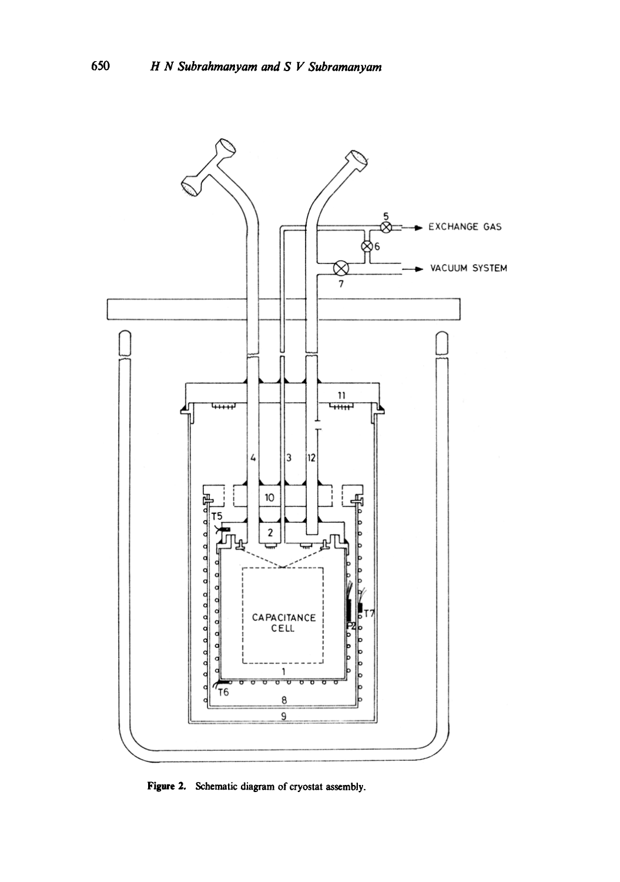EXCHANGE GAS

VACUUM SYSTEM

5

6

7

11

4

3

12

10

2

T5

CAPACITANCE CELL

T7

P2

1

T6

8

9

**Figure 2.** Schematic diagram of cryostat assembly.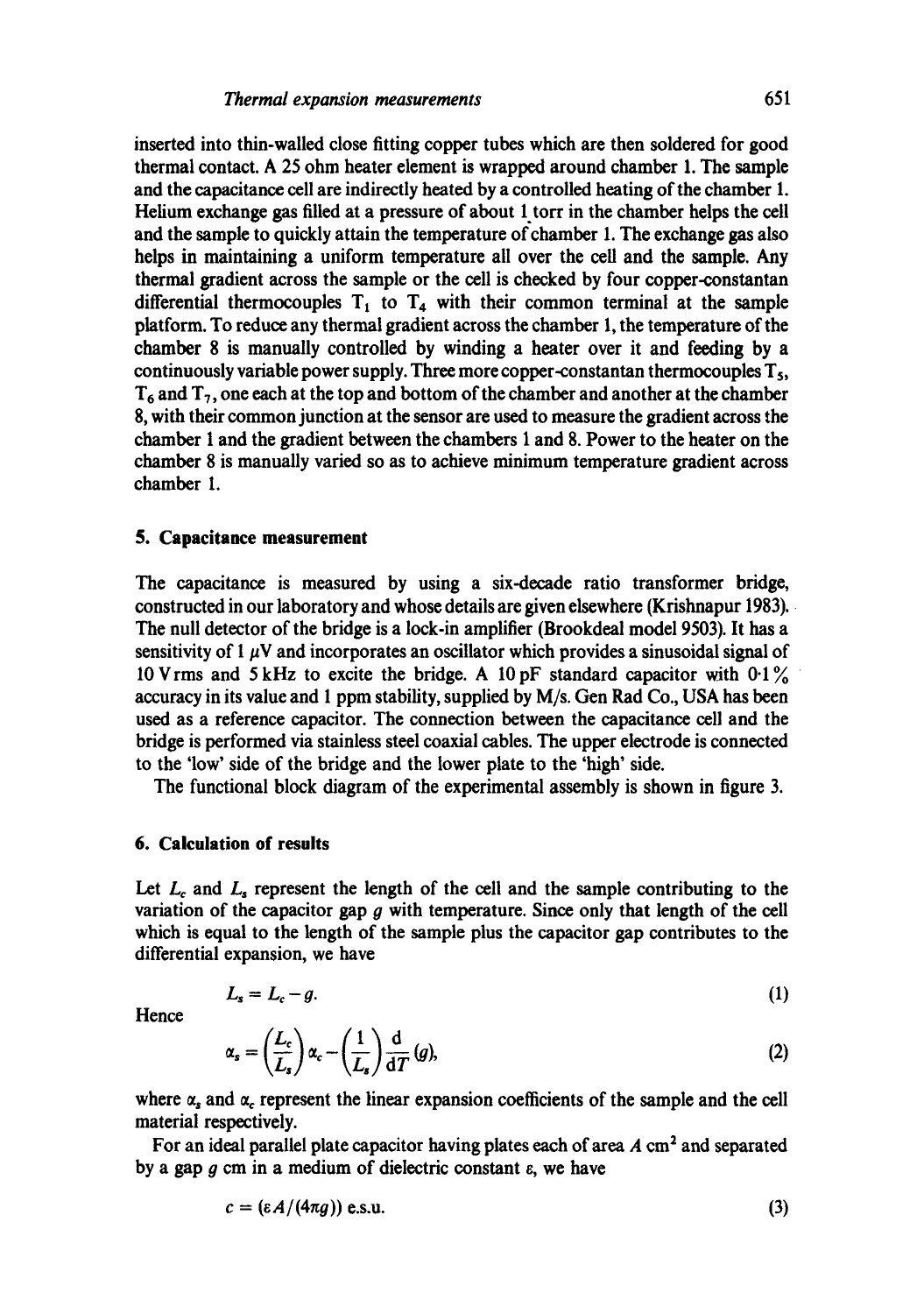inserted into thin-walled close fitting copper tubes which are then soldered for good thermal contact. A 25 ohm heater element is wrapped around chamber 1. The sample and the capacitance cell are indirectly heated by a controlled heating of the chamber 1. Helium exchange gas filled at a pressure of about 1 torr in the chamber helps the cell and the sample to quickly attain the temperature of chamber 1. The exchange gas also helps in maintaining a uniform temperature all over the cell and the sample. Any thermal gradient across the sample or the cell is checked by four copper-constantan differential thermocouples $T_1$ to $T_4$ with their common terminal at the sample platform. To reduce any thermal gradient across the chamber 1, the temperature of the chamber 8 is manually controlled by winding a heater over it and feeding by a continuously variable power supply. Three more copper-constantan thermocouples $T_5$, $T_6$ and $T_7$, one each at the top and bottom of the chamber and another at the chamber 8, with their common junction at the sensor are used to measure the gradient across the chamber 1 and the gradient between the chambers 1 and 8. Power to the heater on the chamber 8 is manually varied so as to achieve minimum temperature gradient across chamber 1.

## 5. Capacitance measurement

The capacitance is measured by using a six-decade ratio transformer bridge, constructed in our laboratory and whose details are given elsewhere (Krishnapur 1983). The null detector of the bridge is a lock-in amplifier (Brookdeal model 9503). It has a sensitivity of 1 $\mu$V and incorporates an oscillator which provides a sinusoidal signal of 10 V rms and 5 kHz to excite the bridge. A 10 pF standard capacitor with 0·1% accuracy in its value and 1 ppm stability, supplied by M/s. Gen Rad Co., USA has been used as a reference capacitor. The connection between the capacitance cell and the bridge is performed via stainless steel coaxial cables. The upper electrode is connected to the 'low' side of the bridge and the lower plate to the 'high' side.

The functional block diagram of the experimental assembly is shown in figure 3.

## 6. Calculation of results

Let $L_c$ and $L_s$ represent the length of the cell and the sample contributing to the variation of the capacitor gap $g$ with temperature. Since only that length of the cell which is equal to the length of the sample plus the capacitor gap contributes to the differential expansion, we have

$$L_s = L_c - g. \tag{1}$$

Hence

$$\alpha_s = \left(\frac{L_c}{L_s}\right)\alpha_c - \left(\frac{1}{L_s}\right)\frac{\mathrm{d}}{\mathrm{d}T}(g), \tag{2}$$

where $\alpha_s$ and $\alpha_c$ represent the linear expansion coefficients of the sample and the cell material respectively.

For an ideal parallel plate capacitor having plates each of area $A$ cm$^2$ and separated by a gap $g$ cm in a medium of dielectric constant $\varepsilon$, we have

$$c = (\varepsilon A/(4\pi g)) \text{ e.s.u.} \tag{3}$$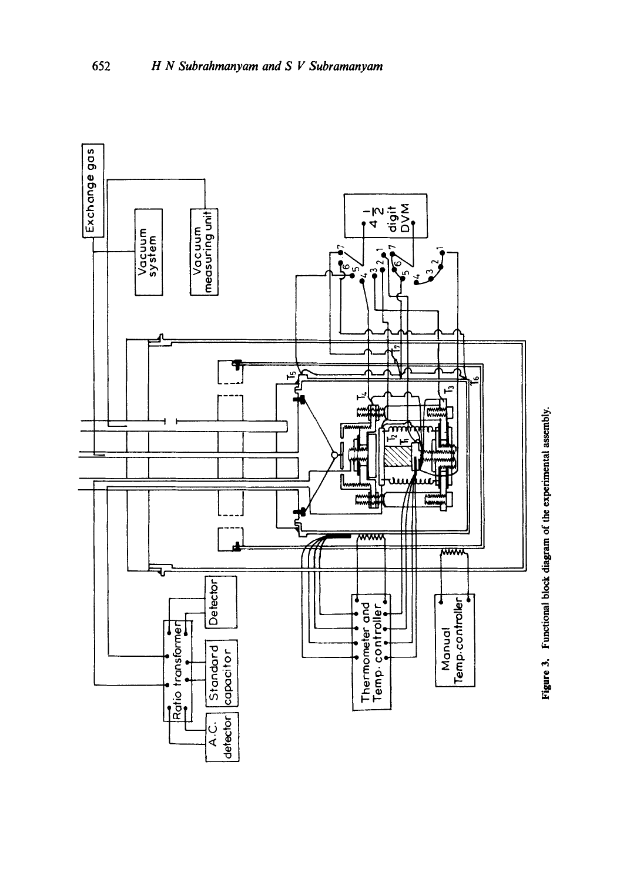Exchange gas

Vacuum system

Vacuum measuring unit

$4\frac{1}{2}$ digit DVM

7 6 5 4 3 2 1

7 6 5 4 3 2 1

$T_5$

$T_7$

$T_4$

$T_3$

$T_6$

$T_2$

$T_1$

Ratio transformer

Detector

Standard capacitor

A.C. detector

Thermometer and Temp. controller

Manual Temp. controller

**Figure 3.** Functional block diagram of the experimental assembly.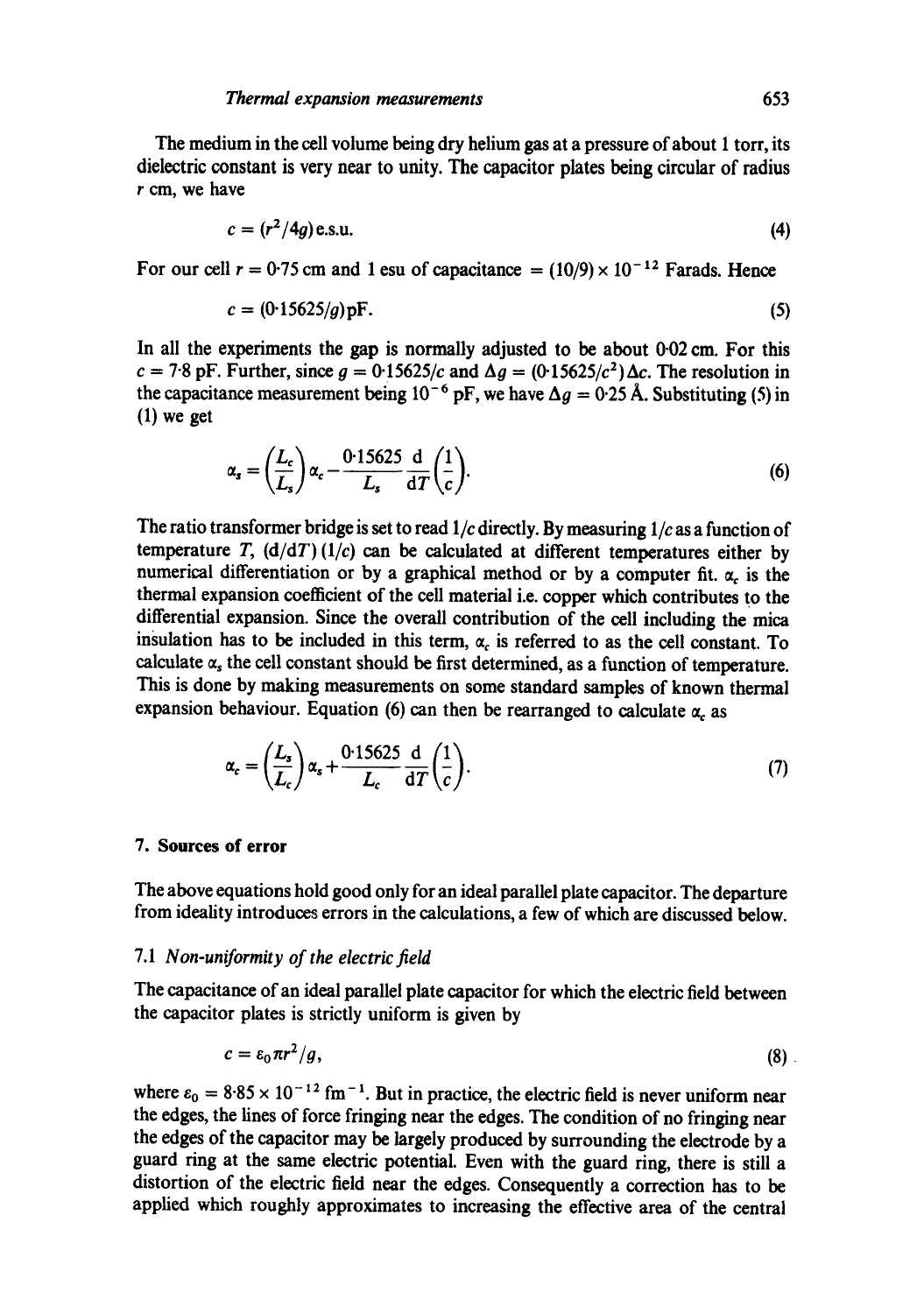The medium in the cell volume being dry helium gas at a pressure of about 1 torr, its dielectric constant is very near to unity. The capacitor plates being circular of radius $r$ cm, we have

$$c = (r^2/4g)\,\text{e.s.u.} \tag{4}$$

For our cell $r = 0{\cdot}75$ cm and 1 esu of capacitance $= (10/9) \times 10^{-12}$ Farads. Hence

$$c = (0{\cdot}15625/g)\,\text{pF}. \tag{5}$$

In all the experiments the gap is normally adjusted to be about 0·02 cm. For this $c = 7{\cdot}8$ pF. Further, since $g = 0{\cdot}15625/c$ and $\Delta g = (0{\cdot}15625/c^2)\Delta c$. The resolution in the capacitance measurement being $10^{-6}$ pF, we have $\Delta g = 0{\cdot}25$ Å. Substituting (5) in (1) we get

$$\alpha_s = \left(\frac{L_c}{L_s}\right)\alpha_c - \frac{0{\cdot}15625}{L_s}\frac{\mathrm{d}}{\mathrm{d}T}\left(\frac{1}{c}\right). \tag{6}$$

The ratio transformer bridge is set to read $1/c$ directly. By measuring $1/c$ as a function of temperature $T$, $(\mathrm{d}/\mathrm{d}T)(1/c)$ can be calculated at different temperatures either by numerical differentiation or by a graphical method or by a computer fit. $\alpha_c$ is the thermal expansion coefficient of the cell material i.e. copper which contributes to the differential expansion. Since the overall contribution of the cell including the mica insulation has to be included in this term, $\alpha_c$ is referred to as the cell constant. To calculate $\alpha_s$ the cell constant should be first determined, as a function of temperature. This is done by making measurements on some standard samples of known thermal expansion behaviour. Equation (6) can then be rearranged to calculate $\alpha_c$ as

$$\alpha_c = \left(\frac{L_s}{L_c}\right)\alpha_s + \frac{0{\cdot}15625}{L_c}\frac{\mathrm{d}}{\mathrm{d}T}\left(\frac{1}{c}\right). \tag{7}$$

## 7. Sources of error

The above equations hold good only for an ideal parallel plate capacitor. The departure from ideality introduces errors in the calculations, a few of which are discussed below.

### 7.1 *Non-uniformity of the electric field*

The capacitance of an ideal parallel plate capacitor for which the electric field between the capacitor plates is strictly uniform is given by

$$c = \varepsilon_0 \pi r^2/g, \tag{8}$$

where $\varepsilon_0 = 8{\cdot}85 \times 10^{-12}\ \text{fm}^{-1}$. But in practice, the electric field is never uniform near the edges, the lines of force fringing near the edges. The condition of no fringing near the edges of the capacitor may be largely produced by surrounding the electrode by a guard ring at the same electric potential. Even with the guard ring, there is still a distortion of the electric field near the edges. Consequently a correction has to be applied which roughly approximates to increasing the effective area of the central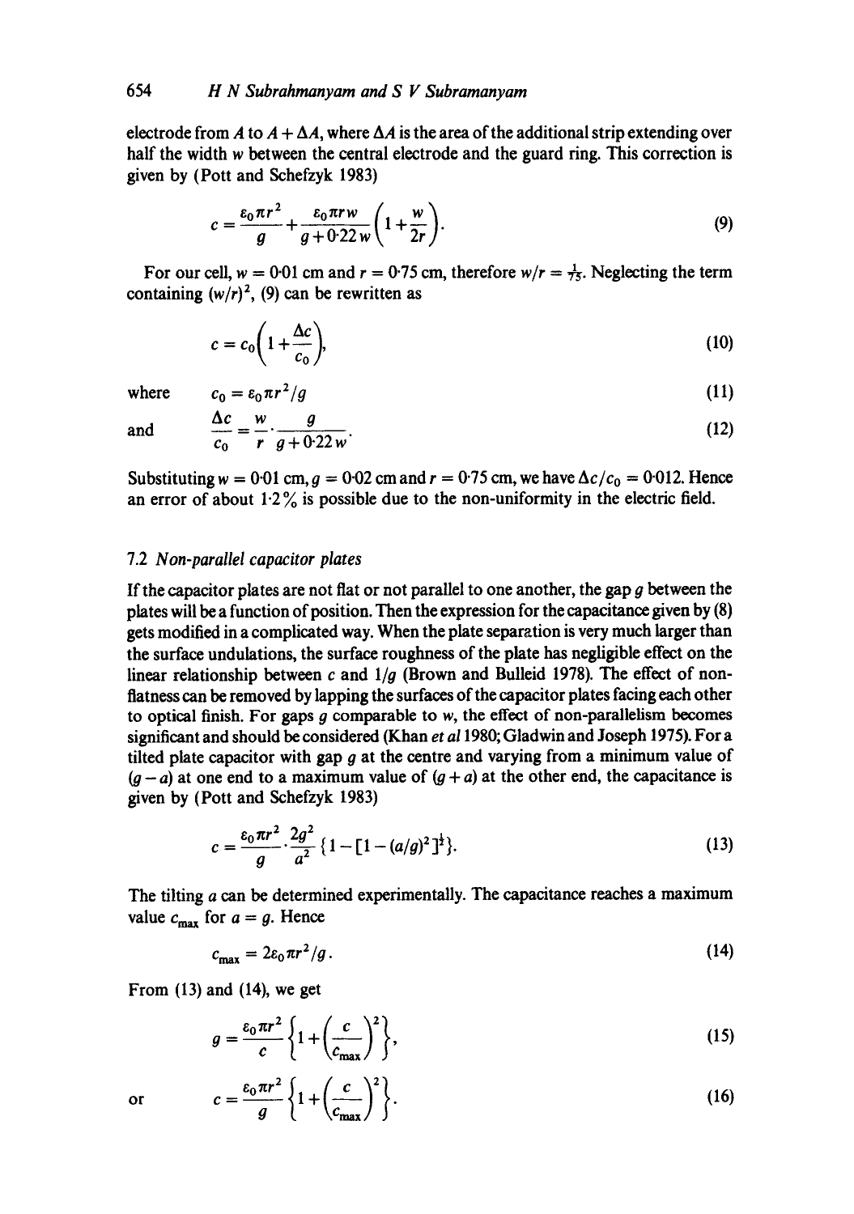electrode from $A$ to $A + \Delta A$, where $\Delta A$ is the area of the additional strip extending over half the width $w$ between the central electrode and the guard ring. This correction is given by (Pott and Schefzyk 1983)

$$c = \frac{\varepsilon_0 \pi r^2}{g} + \frac{\varepsilon_0 \pi r w}{g + 0{\cdot}22\,w}\left(1 + \frac{w}{2r}\right). \tag{9}$$

For our cell, $w = 0{\cdot}01$ cm and $r = 0{\cdot}75$ cm, therefore $w/r = \frac{1}{75}$. Neglecting the term containing $(w/r)^2$, (9) can be rewritten as

$$c = c_0\left(1 + \frac{\Delta c}{c_0}\right), \tag{10}$$

where

$$c_0 = \varepsilon_0 \pi r^2/g \tag{11}$$

and

$$\frac{\Delta c}{c_0} = \frac{w}{r}\cdot\frac{g}{g + 0{\cdot}22\,w}. \tag{12}$$

Substituting $w = 0{\cdot}01$ cm, $g = 0{\cdot}02$ cm and $r = 0{\cdot}75$ cm, we have $\Delta c/c_0 = 0{\cdot}012$. Hence an error of about 1·2% is possible due to the non-uniformity in the electric field.

### 7.2 *Non-parallel capacitor plates*

If the capacitor plates are not flat or not parallel to one another, the gap $g$ between the plates will be a function of position. Then the expression for the capacitance given by (8) gets modified in a complicated way. When the plate separation is very much larger than the surface undulations, the surface roughness of the plate has negligible effect on the linear relationship between $c$ and $1/g$ (Brown and Bulleid 1978). The effect of non-flatness can be removed by lapping the surfaces of the capacitor plates facing each other to optical finish. For gaps $g$ comparable to $w$, the effect of non-parallelism becomes significant and should be considered (Khan *et al* 1980; Gladwin and Joseph 1975). For a tilted plate capacitor with gap $g$ at the centre and varying from a minimum value of $(g - a)$ at one end to a maximum value of $(g + a)$ at the other end, the capacitance is given by (Pott and Schefzyk 1983)

$$c = \frac{\varepsilon_0 \pi r^2}{g}\cdot\frac{2g^2}{a^2}\{1 - [1 - (a/g)^2]^{\frac{1}{2}}\}. \tag{13}$$

The tilting $a$ can be determined experimentally. The capacitance reaches a maximum value $c_{\max}$ for $a = g$. Hence

$$c_{\max} = 2\varepsilon_0 \pi r^2/g. \tag{14}$$

From (13) and (14), we get

$$g = \frac{\varepsilon_0 \pi r^2}{c}\left\{1 + \left(\frac{c}{c_{\max}}\right)^2\right\}, \tag{15}$$

or

$$c = \frac{\varepsilon_0 \pi r^2}{g}\left\{1 + \left(\frac{c}{c_{\max}}\right)^2\right\}. \tag{16}$$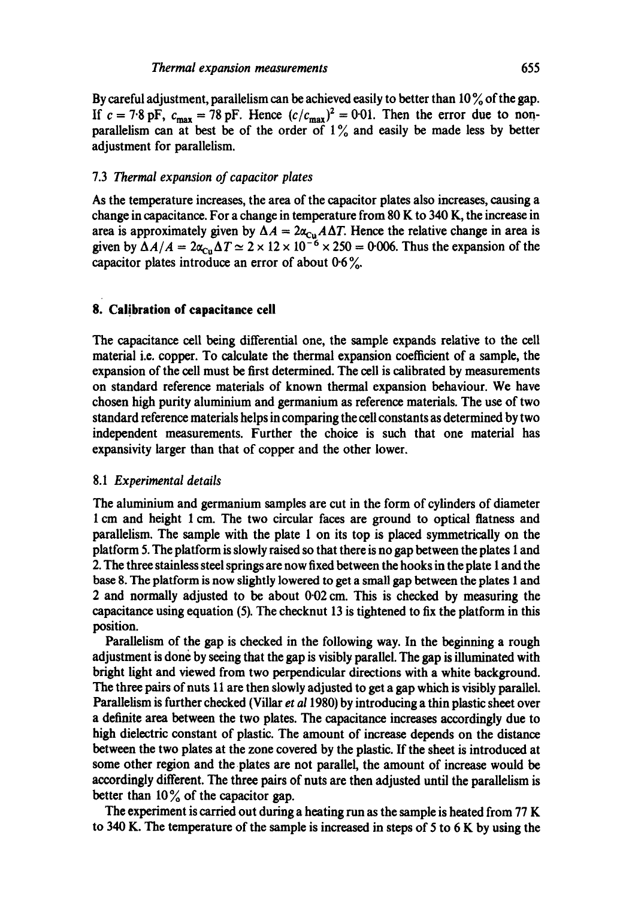By careful adjustment, parallelism can be achieved easily to better than 10% of the gap. If $c = 7{\cdot}8$ pF, $c_{max} = 78$ pF. Hence $(c/c_{max})^2 = 0{\cdot}01$. Then the error due to non-parallelism can at best be of the order of 1% and easily be made less by better adjustment for parallelism.

### 7.3 *Thermal expansion of capacitor plates*

As the temperature increases, the area of the capacitor plates also increases, causing a change in capacitance. For a change in temperature from 80 K to 340 K, the increase in area is approximately given by $\Delta A = 2\alpha_{Cu} A \Delta T$. Hence the relative change in area is given by $\Delta A/A = 2\alpha_{Cu}\Delta T \simeq 2 \times 12 \times 10^{-6} \times 250 = 0{\cdot}006$. Thus the expansion of the capacitor plates introduce an error of about 0·6%.

## 8. Calibration of capacitance cell

The capacitance cell being differential one, the sample expands relative to the cell material i.e. copper. To calculate the thermal expansion coefficient of a sample, the expansion of the cell must be first determined. The cell is calibrated by measurements on standard reference materials of known thermal expansion behaviour. We have chosen high purity aluminium and germanium as reference materials. The use of two standard reference materials helps in comparing the cell constants as determined by two independent measurements. Further the choice is such that one material has expansivity larger than that of copper and the other lower.

### 8.1 *Experimental details*

The aluminium and germanium samples are cut in the form of cylinders of diameter 1 cm and height 1 cm. The two circular faces are ground to optical flatness and parallelism. The sample with the plate 1 on its top is placed symmetrically on the platform 5. The platform is slowly raised so that there is no gap between the plates 1 and 2. The three stainless steel springs are now fixed between the hooks in the plate 1 and the base 8. The platform is now slightly lowered to get a small gap between the plates 1 and 2 and normally adjusted to be about 0·02 cm. This is checked by measuring the capacitance using equation (5). The checknut 13 is tightened to fix the platform in this position.

Parallelism of the gap is checked in the following way. In the beginning a rough adjustment is done by seeing that the gap is visibly parallel. The gap is illuminated with bright light and viewed from two perpendicular directions with a white background. The three pairs of nuts 11 are then slowly adjusted to get a gap which is visibly parallel. Parallelism is further checked (Villar *et al* 1980) by introducing a thin plastic sheet over a definite area between the two plates. The capacitance increases accordingly due to high dielectric constant of plastic. The amount of increase depends on the distance between the two plates at the zone covered by the plastic. If the sheet is introduced at some other region and the plates are not parallel, the amount of increase would be accordingly different. The three pairs of nuts are then adjusted until the parallelism is better than 10% of the capacitor gap.

The experiment is carried out during a heating run as the sample is heated from 77 K to 340 K. The temperature of the sample is increased in steps of 5 to 6 K by using the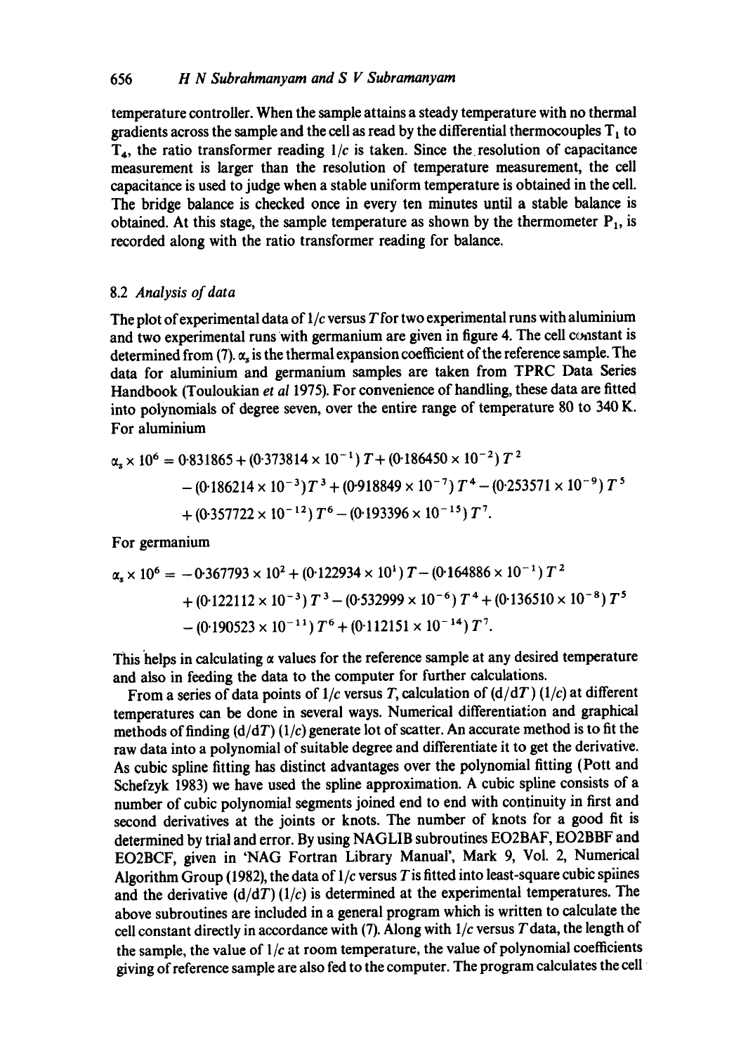temperature controller. When the sample attains a steady temperature with no thermal gradients across the sample and the cell as read by the differential thermocouples $T_1$ to $T_4$, the ratio transformer reading $1/c$ is taken. Since the resolution of capacitance measurement is larger than the resolution of temperature measurement, the cell capacitance is used to judge when a stable uniform temperature is obtained in the cell. The bridge balance is checked once in every ten minutes until a stable balance is obtained. At this stage, the sample temperature as shown by the thermometer $P_1$, is recorded along with the ratio transformer reading for balance.

### 8.2 *Analysis of data*

The plot of experimental data of $1/c$ versus $T$ for two experimental runs with aluminium and two experimental runs with germanium are given in figure 4. The cell constant is determined from (7). $\alpha_s$ is the thermal expansion coefficient of the reference sample. The data for aluminium and germanium samples are taken from TPRC Data Series Handbook (Touloukian *et al* 1975). For convenience of handling, these data are fitted into polynomials of degree seven, over the entire range of temperature 80 to 340 K. For aluminium

$$\begin{aligned}\alpha_s \times 10^6 = {} & 0{\cdot}831865 + (0{\cdot}373814 \times 10^{-1})\,T + (0{\cdot}186450 \times 10^{-2})\,T^2 \\ & - (0{\cdot}186214 \times 10^{-3})\,T^3 + (0{\cdot}918849 \times 10^{-7})\,T^4 - (0{\cdot}253571 \times 10^{-9})\,T^5 \\ & + (0{\cdot}357722 \times 10^{-12})\,T^6 - (0{\cdot}193396 \times 10^{-15})\,T^7.\end{aligned}$$

For germanium

$$\begin{aligned}\alpha_s \times 10^6 = {} & -0{\cdot}367793 \times 10^2 + (0{\cdot}122934 \times 10^1)\,T - (0{\cdot}164886 \times 10^{-1})\,T^2 \\ & + (0{\cdot}122112 \times 10^{-3})\,T^3 - (0{\cdot}532999 \times 10^{-6})\,T^4 + (0{\cdot}136510 \times 10^{-8})\,T^5 \\ & - (0{\cdot}190523 \times 10^{-11})\,T^6 + (0{\cdot}112151 \times 10^{-14})\,T^7.\end{aligned}$$

This helps in calculating $\alpha$ values for the reference sample at any desired temperature and also in feeding the data to the computer for further calculations.

From a series of data points of $1/c$ versus $T$, calculation of $(d/dT)\,(1/c)$ at different temperatures can be done in several ways. Numerical differentiation and graphical methods of finding $(d/dT)\,(1/c)$ generate lot of scatter. An accurate method is to fit the raw data into a polynomial of suitable degree and differentiate it to get the derivative. As cubic spline fitting has distinct advantages over the polynomial fitting (Pott and Schefzyk 1983) we have used the spline approximation. A cubic spline consists of a number of cubic polynomial segments joined end to end with continuity in first and second derivatives at the joints or knots. The number of knots for a good fit is determined by trial and error. By using NAGLIB subroutines EO2BAF, EO2BBF and EO2BCF, given in 'NAG Fortran Library Manual', Mark 9, Vol. 2, Numerical Algorithm Group (1982), the data of $1/c$ versus $T$ is fitted into least-square cubic splines and the derivative $(d/dT)\,(1/c)$ is determined at the experimental temperatures. The above subroutines are included in a general program which is written to calculate the cell constant directly in accordance with (7). Along with $1/c$ versus $T$ data, the length of the sample, the value of $1/c$ at room temperature, the value of polynomial coefficients giving of reference sample are also fed to the computer. The program calculates the cell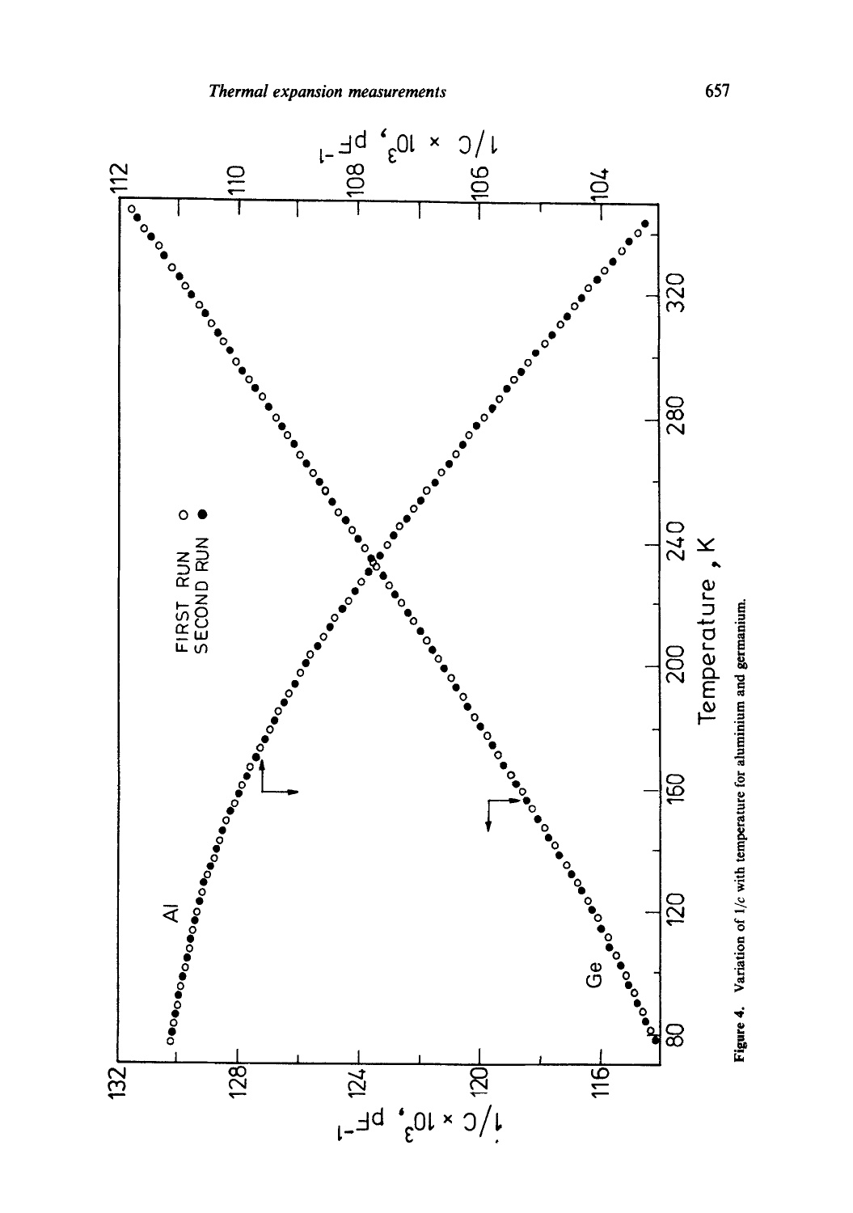**Figure 4.** Variation of $1/c$ with temperature for aluminium and germanium.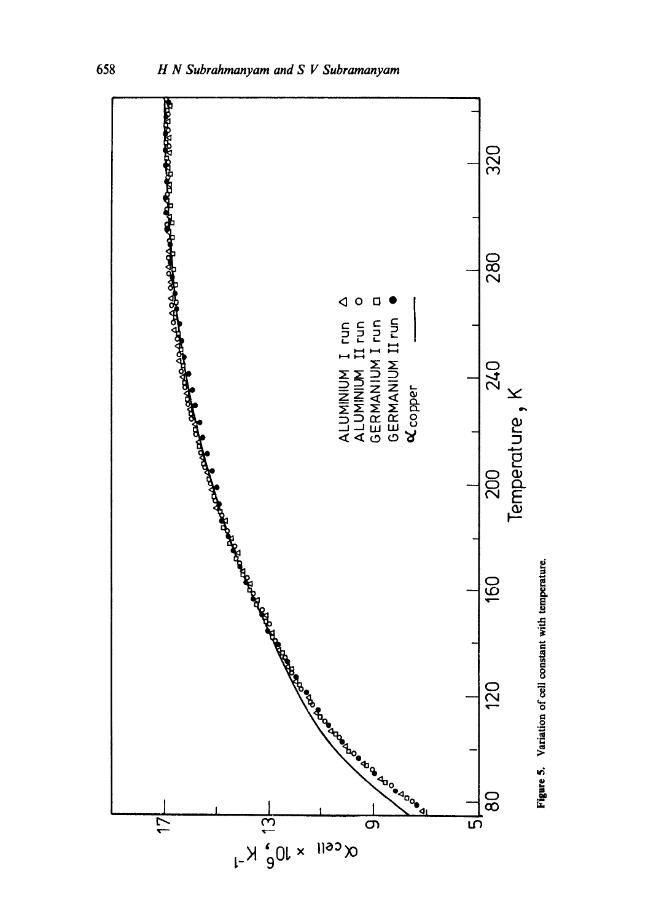17

13

9

5

$\alpha_{cell} \times 10^6$, $K^{-1}$

80

120

160

200

240

280

320

Temperature, K

ALUMINIUM I run △

ALUMINIUM II run ○

GERMANIUM I run □

GERMANIUM II run ●

$\alpha_{copper}$ ———

**Figure 5.** Variation of cell constant with temperature.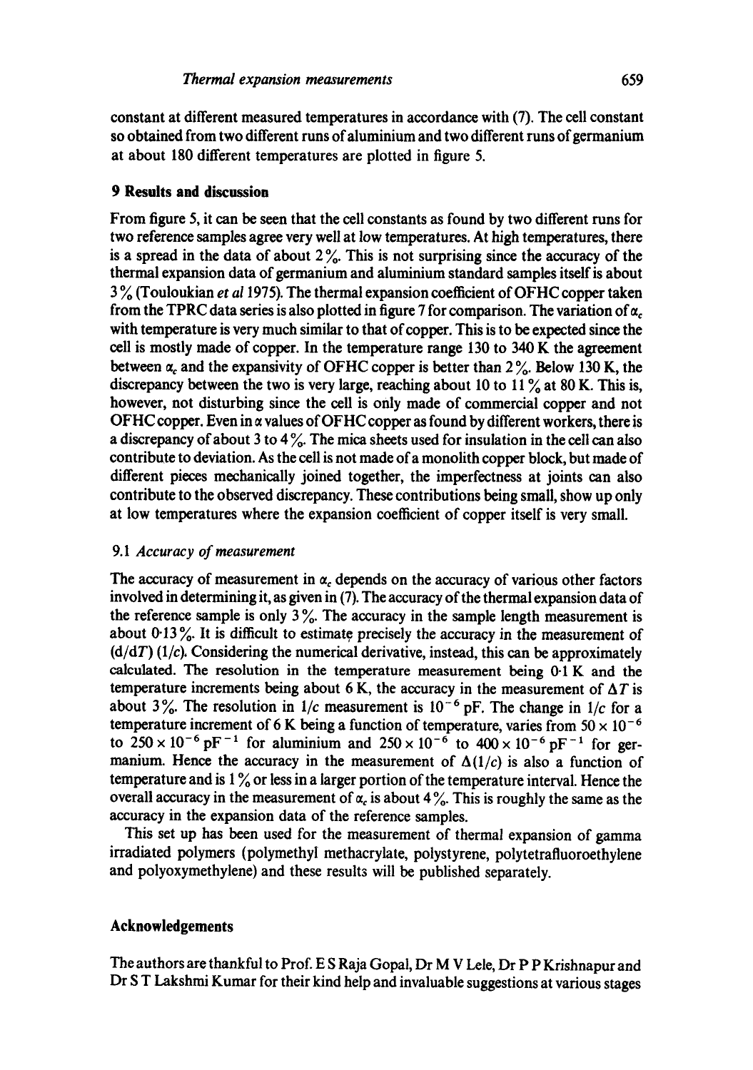constant at different measured temperatures in accordance with (7). The cell constant so obtained from two different runs of aluminium and two different runs of germanium at about 180 different temperatures are plotted in figure 5.

## 9 Results and discussion

From figure 5, it can be seen that the cell constants as found by two different runs for two reference samples agree very well at low temperatures. At high temperatures, there is a spread in the data of about 2%. This is not surprising since the accuracy of the thermal expansion data of germanium and aluminium standard samples itself is about 3% (Touloukian *et al* 1975). The thermal expansion coefficient of OFHC copper taken from the TPRC data series is also plotted in figure 7 for comparison. The variation of $\alpha_c$ with temperature is very much similar to that of copper. This is to be expected since the cell is mostly made of copper. In the temperature range 130 to 340 K the agreement between $\alpha_c$ and the expansivity of OFHC copper is better than 2%. Below 130 K, the discrepancy between the two is very large, reaching about 10 to 11% at 80 K. This is, however, not disturbing since the cell is only made of commercial copper and not OFHC copper. Even in $\alpha$ values of OFHC copper as found by different workers, there is a discrepancy of about 3 to 4%. The mica sheets used for insulation in the cell can also contribute to deviation. As the cell is not made of a monolith copper block, but made of different pieces mechanically joined together, the imperfectness at joints can also contribute to the observed discrepancy. These contributions being small, show up only at low temperatures where the expansion coefficient of copper itself is very small.

### 9.1 *Accuracy of measurement*

The accuracy of measurement in $\alpha_c$ depends on the accuracy of various other factors involved in determining it, as given in (7). The accuracy of the thermal expansion data of the reference sample is only 3%. The accuracy in the sample length measurement is about 0·13%. It is difficult to estimate precisely the accuracy in the measurement of $(d/dT)(1/c)$. Considering the numerical derivative, instead, this can be approximately calculated. The resolution in the temperature measurement being 0·1 K and the temperature increments being about 6 K, the accuracy in the measurement of $\Delta T$ is about 3%. The resolution in $1/c$ measurement is $10^{-6}$ pF. The change in $1/c$ for a temperature increment of 6 K being a function of temperature, varies from $50 \times 10^{-6}$ to $250 \times 10^{-6}\ \text{pF}^{-1}$ for aluminium and $250 \times 10^{-6}$ to $400 \times 10^{-6}\ \text{pF}^{-1}$ for germanium. Hence the accuracy in the measurement of $\Delta(1/c)$ is also a function of temperature and is 1% or less in a larger portion of the temperature interval. Hence the overall accuracy in the measurement of $\alpha_c$ is about 4%. This is roughly the same as the accuracy in the expansion data of the reference samples.

This set up has been used for the measurement of thermal expansion of gamma irradiated polymers (polymethyl methacrylate, polystyrene, polytetrafluoroethylene and polyoxymethylene) and these results will be published separately.

## Acknowledgements

The authors are thankful to Prof. E S Raja Gopal, Dr M V Lele, Dr P P Krishnapur and Dr S T Lakshmi Kumar for their kind help and invaluable suggestions at various stages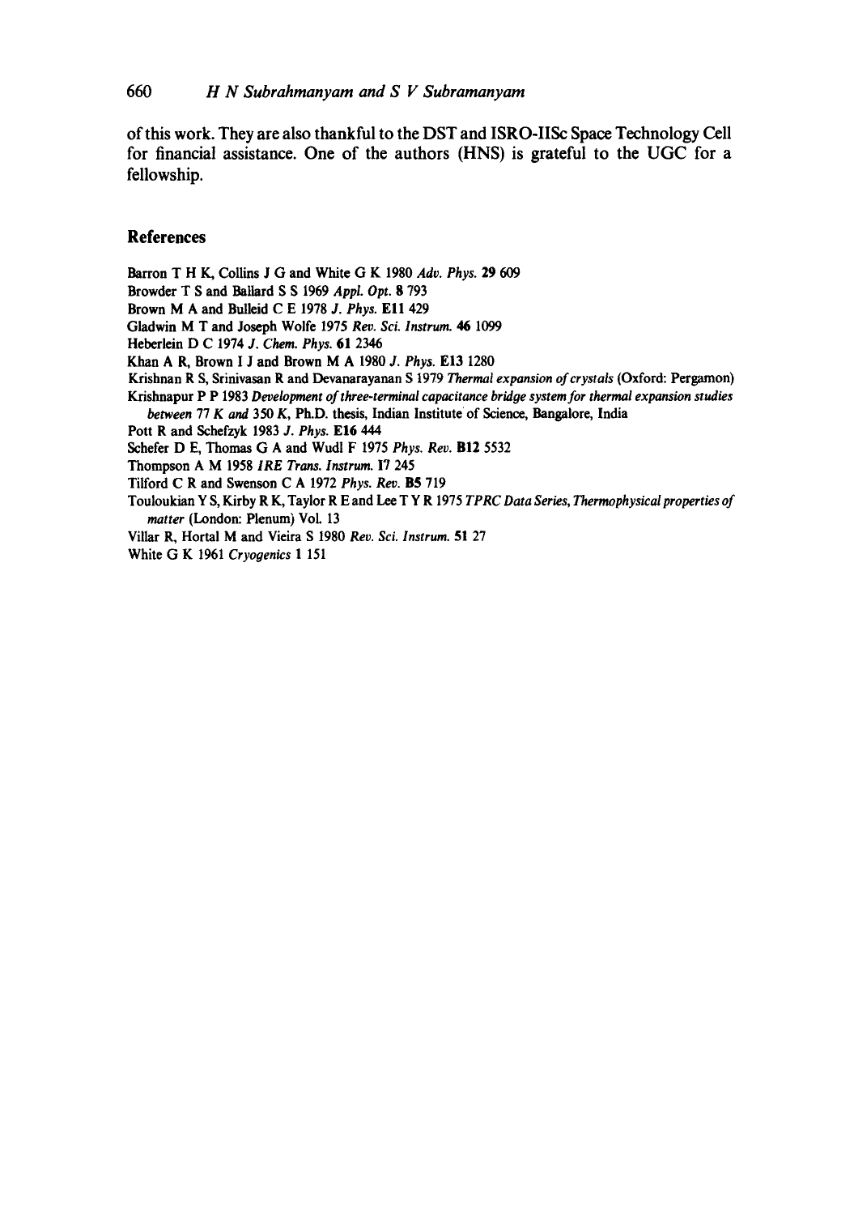of this work. They are also thankful to the DST and ISRO-IISc Space Technology Cell for financial assistance. One of the authors (HNS) is grateful to the UGC for a fellowship.

## References

Barron T H K, Collins J G and White G K 1980 *Adv. Phys.* **29** 609

Browder T S and Ballard S S 1969 *Appl. Opt.* **8** 793

Brown M A and Bulleid C E 1978 *J. Phys.* **E11** 429

Gladwin M T and Joseph Wolfe 1975 *Rev. Sci. Instrum.* **46** 1099

Heberlein D C 1974 *J. Chem. Phys.* **61** 2346

Khan A R, Brown I J and Brown M A 1980 *J. Phys.* **E13** 1280

Krishnan R S, Srinivasan R and Devanarayanan S 1979 *Thermal expansion of crystals* (Oxford: Pergamon)

Krishnapur P P 1983 *Development of three-terminal capacitance bridge system for thermal expansion studies between 77 K and 350 K*, Ph.D. thesis, Indian Institute of Science, Bangalore, India

Pott R and Schefzyk 1983 *J. Phys.* **E16** 444

Schefer D E, Thomas G A and Wudl F 1975 *Phys. Rev.* **B12** 5532

Thompson A M 1958 *IRE Trans. Instrum.* **I7** 245

Tilford C R and Swenson C A 1972 *Phys. Rev.* **B5** 719

Touloukian Y S, Kirby R K, Taylor R E and Lee T Y R 1975 *TPRC Data Series, Thermophysical properties of matter* (London: Plenum) Vol. 13

Villar R, Hortal M and Vieira S 1980 *Rev. Sci. Instrum.* **51** 27

White G K 1961 *Cryogenics* **1** 151